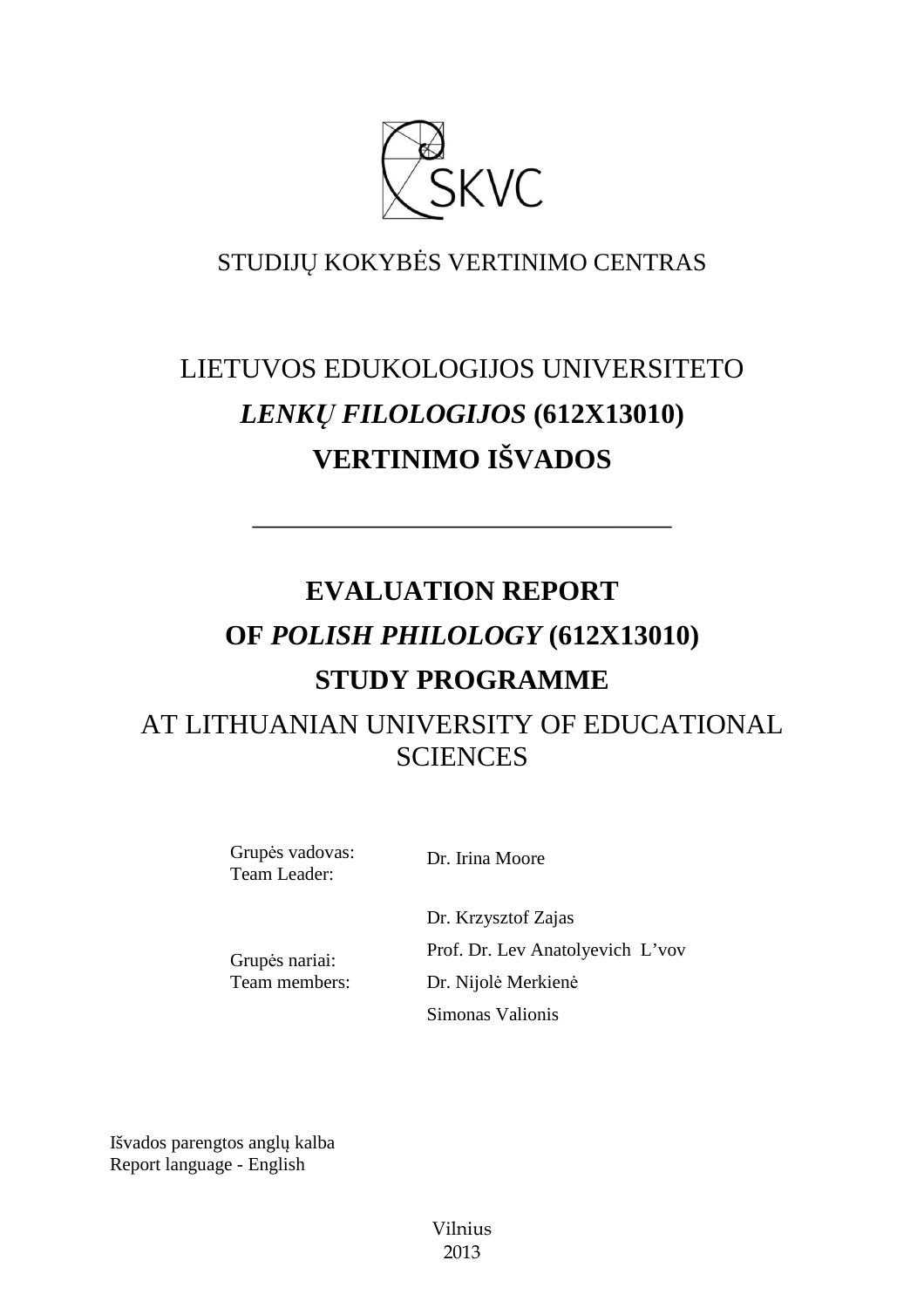SKVC

STUDIJŲ KOKYBĖS VERTINIMO CENTRAS

# LIETUVOS EDUKOLOGIJOS UNIVERSITETO *LENKŲ FILOLOGIJOS* (612X13010) VERTINIMO IŠVADOS

---

# EVALUATION REPORT OF *POLISH PHILOLOGY* (612X13010) STUDY PROGRAMME

AT LITHUANIAN UNIVERSITY OF EDUCATIONAL SCIENCES

| | |
|---|---|
| Grupės vadovas: Team Leader: | Dr. Irina Moore |
| Grupės nariai: Team members: | Dr. Krzysztof Zajas |
| | Prof. Dr. Lev Anatolyevich L'vov |
| | Dr. Nijolė Merkienė |
| | Simonas Valionis |

Išvados parengtos anglų kalba
Report language - English

Vilnius
2013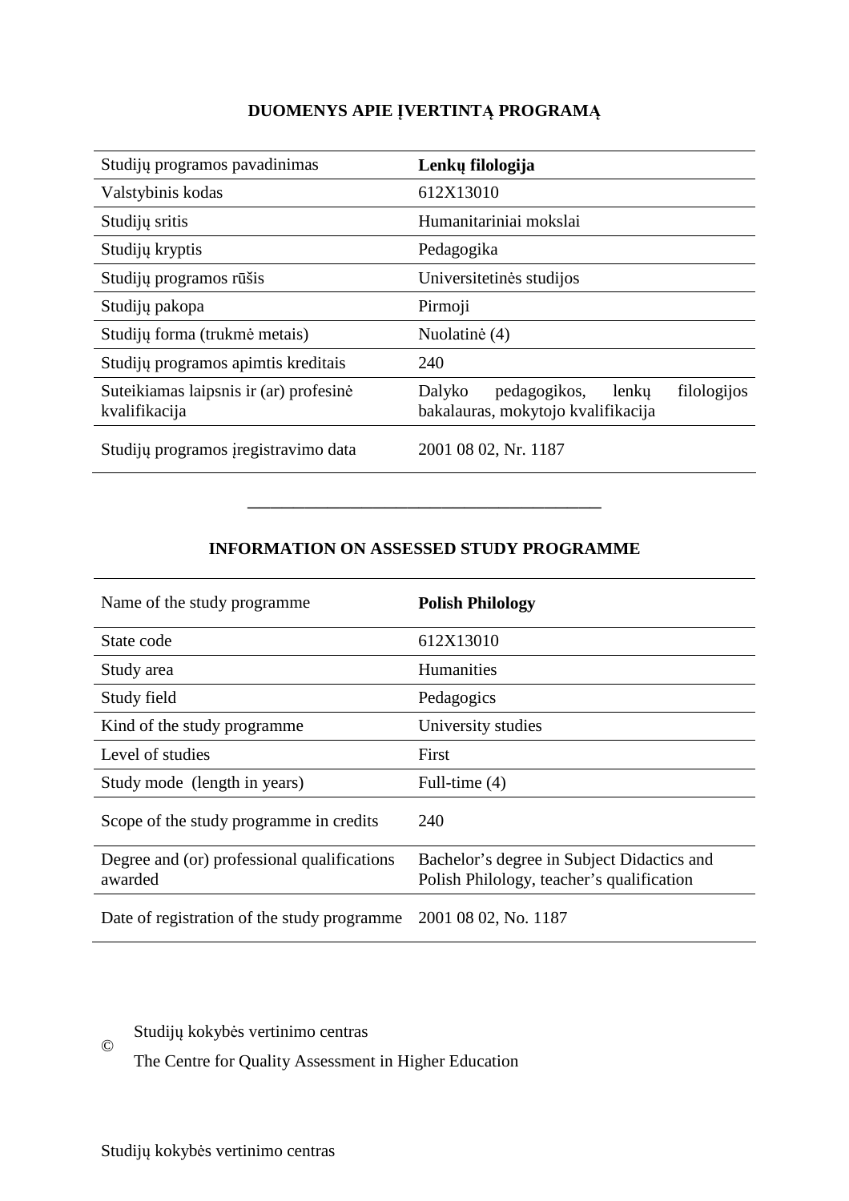## DUOMENYS APIE ĮVERTINTĄ PROGRAMĄ

| Studijų programos pavadinimas | **Lenkų filologija** |
|---|---|
| Valstybinis kodas | 612X13010 |
| Studijų sritis | Humanitariniai mokslai |
| Studijų kryptis | Pedagogika |
| Studijų programos rūšis | Universitetinės studijos |
| Studijų pakopa | Pirmoji |
| Studijų forma (trukmė metais) | Nuolatinė (4) |
| Studijų programos apimtis kreditais | 240 |
| Suteikiamas laipsnis ir (ar) profesinė kvalifikacija | Dalyko pedagogikos, lenkų filologijos bakalauras, mokytojo kvalifikacija |
| Studijų programos įregistravimo data | 2001 08 02, Nr. 1187 |

---

## INFORMATION ON ASSESSED STUDY PROGRAMME

| Name of the study programme | **Polish Philology** |
|---|---|
| State code | 612X13010 |
| Study area | Humanities |
| Study field | Pedagogics |
| Kind of the study programme | University studies |
| Level of studies | First |
| Study mode (length in years) | Full-time (4) |
| Scope of the study programme in credits | 240 |
| Degree and (or) professional qualifications awarded | Bachelor's degree in Subject Didactics and Polish Philology, teacher's qualification |
| Date of registration of the study programme | 2001 08 02, No. 1187 |

© Studijų kokybės vertinimo centras

The Centre for Quality Assessment in Higher Education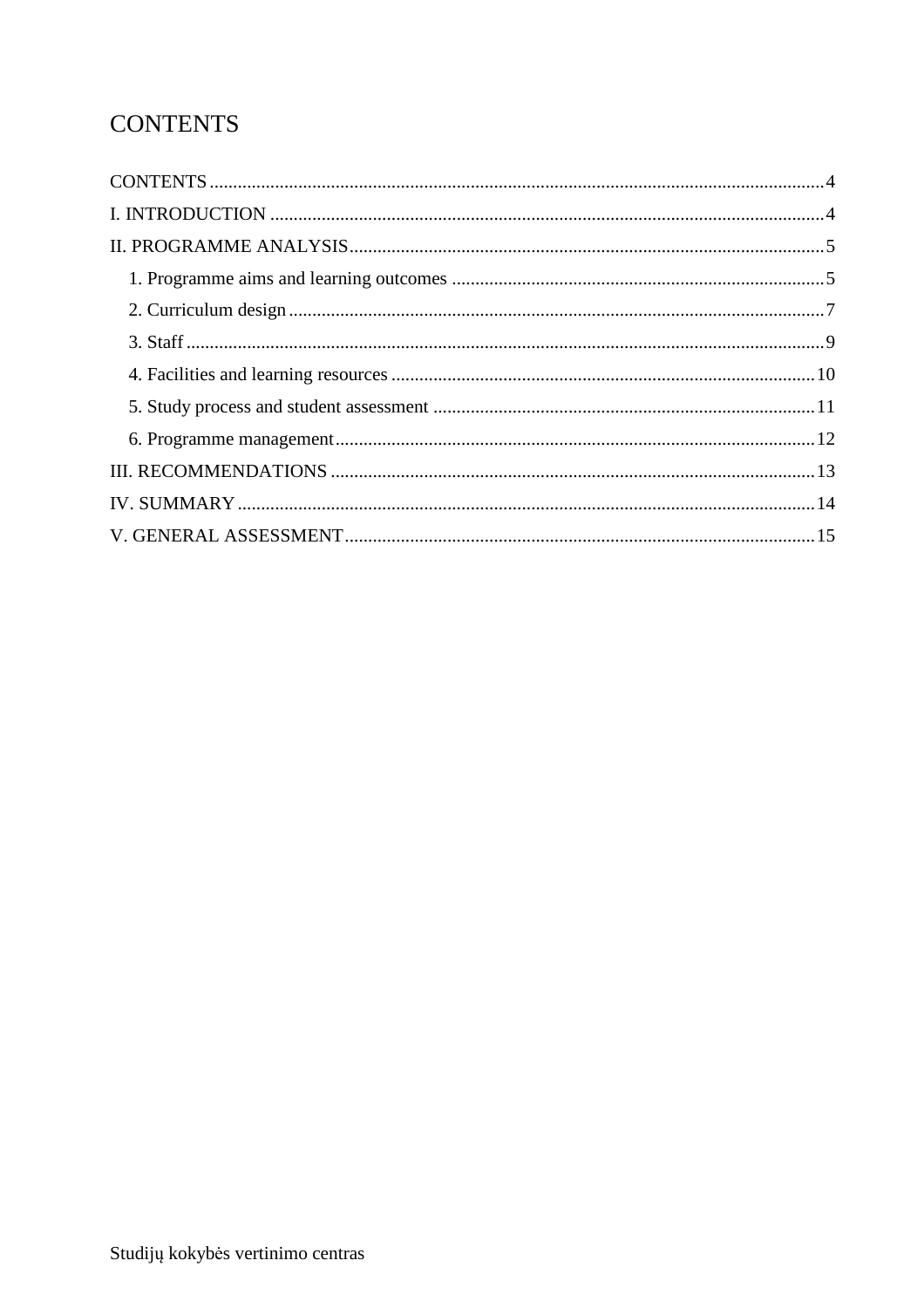# CONTENTS

CONTENTS ..... 4
I. INTRODUCTION ..... 4
II. PROGRAMME ANALYSIS ..... 5
   1. Programme aims and learning outcomes ..... 5
   2. Curriculum design ..... 7
   3. Staff ..... 9
   4. Facilities and learning resources ..... 10
   5. Study process and student assessment ..... 11
   6. Programme management ..... 12
III. RECOMMENDATIONS ..... 13
IV. SUMMARY ..... 14
V. GENERAL ASSESSMENT ..... 15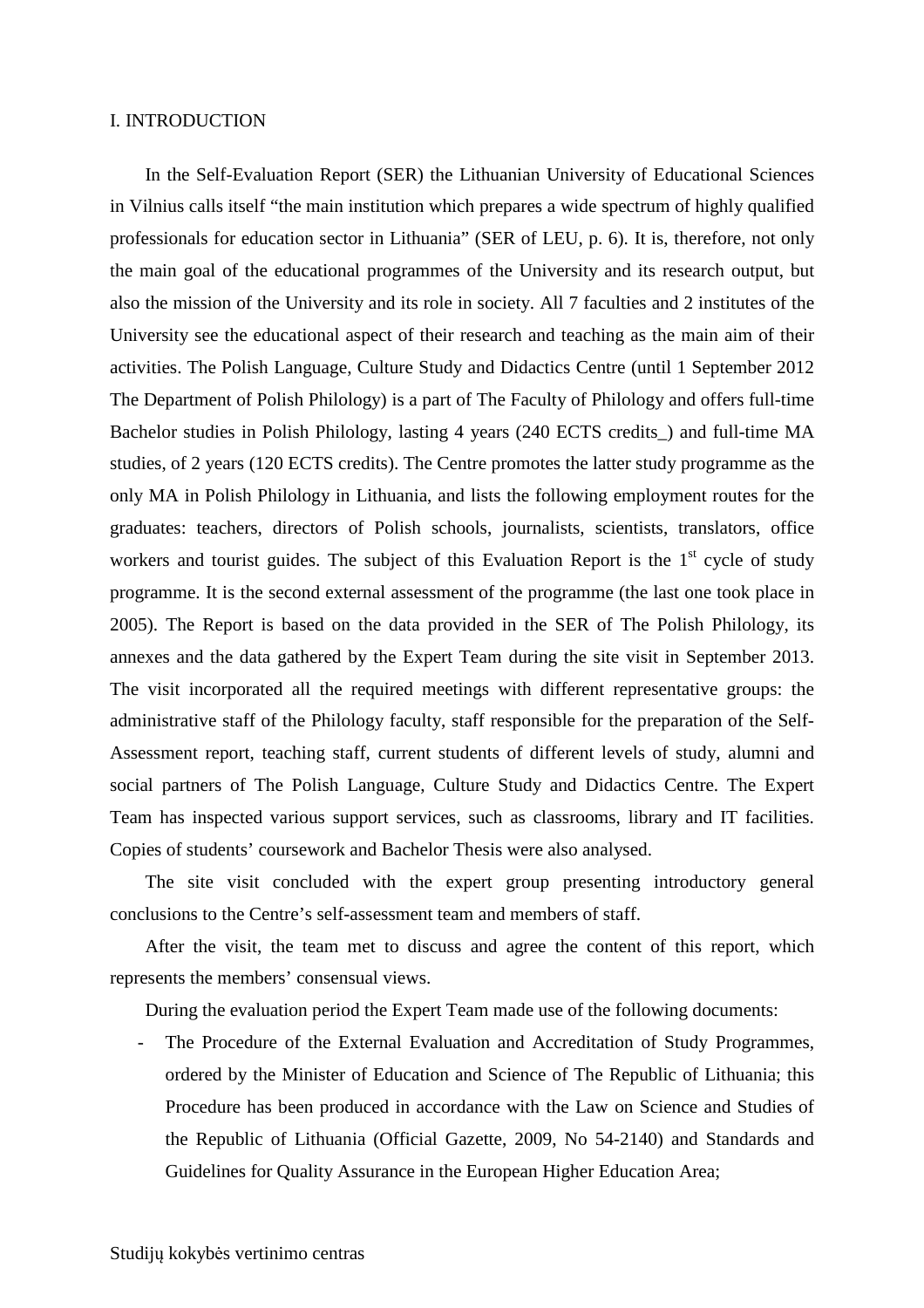# I. INTRODUCTION

In the Self-Evaluation Report (SER) the Lithuanian University of Educational Sciences in Vilnius calls itself "the main institution which prepares a wide spectrum of highly qualified professionals for education sector in Lithuania" (SER of LEU, p. 6). It is, therefore, not only the main goal of the educational programmes of the University and its research output, but also the mission of the University and its role in society. All 7 faculties and 2 institutes of the University see the educational aspect of their research and teaching as the main aim of their activities. The Polish Language, Culture Study and Didactics Centre (until 1 September 2012 The Department of Polish Philology) is a part of The Faculty of Philology and offers full-time Bachelor studies in Polish Philology, lasting 4 years (240 ECTS credits_) and full-time MA studies, of 2 years (120 ECTS credits). The Centre promotes the latter study programme as the only MA in Polish Philology in Lithuania, and lists the following employment routes for the graduates: teachers, directors of Polish schools, journalists, scientists, translators, office workers and tourist guides. The subject of this Evaluation Report is the 1st cycle of study programme. It is the second external assessment of the programme (the last one took place in 2005). The Report is based on the data provided in the SER of The Polish Philology, its annexes and the data gathered by the Expert Team during the site visit in September 2013. The visit incorporated all the required meetings with different representative groups: the administrative staff of the Philology faculty, staff responsible for the preparation of the Self-Assessment report, teaching staff, current students of different levels of study, alumni and social partners of The Polish Language, Culture Study and Didactics Centre. The Expert Team has inspected various support services, such as classrooms, library and IT facilities. Copies of students' coursework and Bachelor Thesis were also analysed.

The site visit concluded with the expert group presenting introductory general conclusions to the Centre's self-assessment team and members of staff.

After the visit, the team met to discuss and agree the content of this report, which represents the members' consensual views.

During the evaluation period the Expert Team made use of the following documents:

- The Procedure of the External Evaluation and Accreditation of Study Programmes, ordered by the Minister of Education and Science of The Republic of Lithuania; this Procedure has been produced in accordance with the Law on Science and Studies of the Republic of Lithuania (Official Gazette, 2009, No 54-2140) and Standards and Guidelines for Quality Assurance in the European Higher Education Area;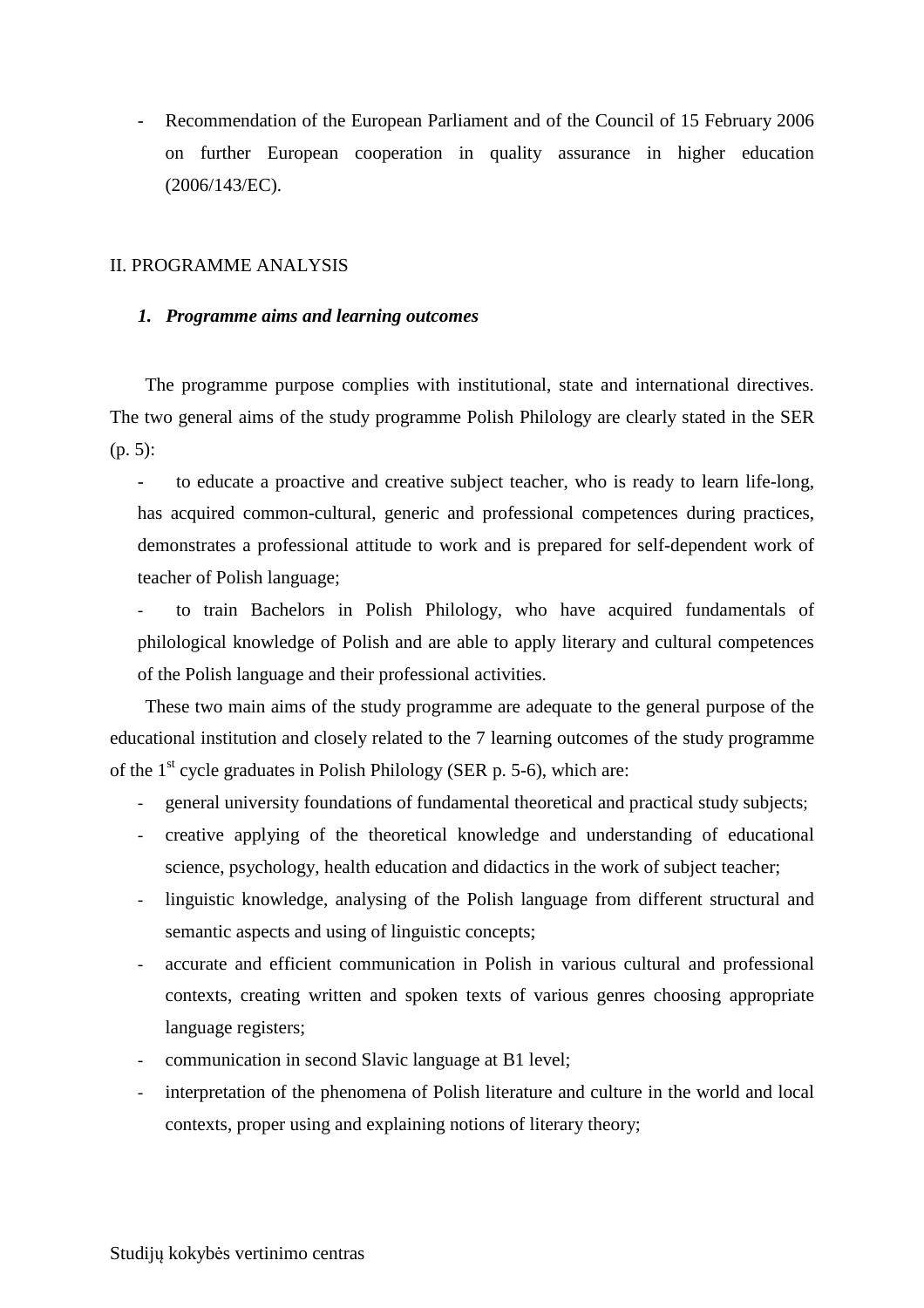- Recommendation of the European Parliament and of the Council of 15 February 2006 on further European cooperation in quality assurance in higher education (2006/143/EC).

## II. PROGRAMME ANALYSIS

### *1. Programme aims and learning outcomes*

The programme purpose complies with institutional, state and international directives. The two general aims of the study programme Polish Philology are clearly stated in the SER (p. 5):

- to educate a proactive and creative subject teacher, who is ready to learn life-long, has acquired common-cultural, generic and professional competences during practices, demonstrates a professional attitude to work and is prepared for self-dependent work of teacher of Polish language;
- to train Bachelors in Polish Philology, who have acquired fundamentals of philological knowledge of Polish and are able to apply literary and cultural competences of the Polish language and their professional activities.

These two main aims of the study programme are adequate to the general purpose of the educational institution and closely related to the 7 learning outcomes of the study programme of the 1st cycle graduates in Polish Philology (SER p. 5-6), which are:

- general university foundations of fundamental theoretical and practical study subjects;
- creative applying of the theoretical knowledge and understanding of educational science, psychology, health education and didactics in the work of subject teacher;
- linguistic knowledge, analysing of the Polish language from different structural and semantic aspects and using of linguistic concepts;
- accurate and efficient communication in Polish in various cultural and professional contexts, creating written and spoken texts of various genres choosing appropriate language registers;
- communication in second Slavic language at B1 level;
- interpretation of the phenomena of Polish literature and culture in the world and local contexts, proper using and explaining notions of literary theory;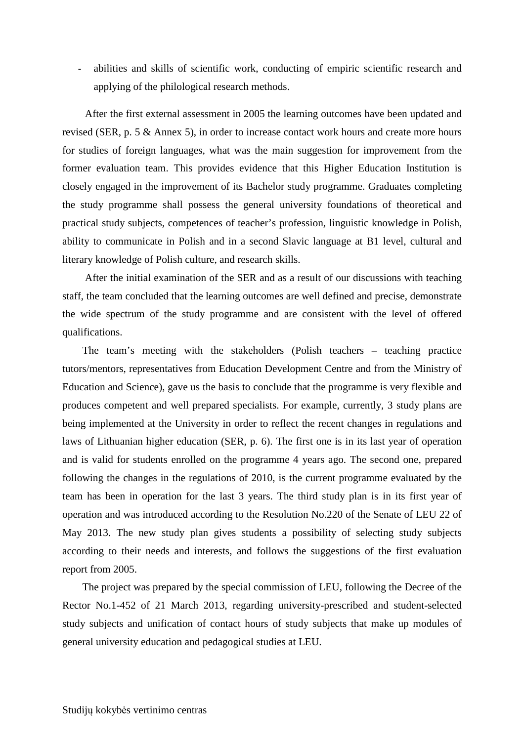- abilities and skills of scientific work, conducting of empiric scientific research and applying of the philological research methods.

After the first external assessment in 2005 the learning outcomes have been updated and revised (SER, p. 5 & Annex 5), in order to increase contact work hours and create more hours for studies of foreign languages, what was the main suggestion for improvement from the former evaluation team. This provides evidence that this Higher Education Institution is closely engaged in the improvement of its Bachelor study programme. Graduates completing the study programme shall possess the general university foundations of theoretical and practical study subjects, competences of teacher's profession, linguistic knowledge in Polish, ability to communicate in Polish and in a second Slavic language at B1 level, cultural and literary knowledge of Polish culture, and research skills.

After the initial examination of the SER and as a result of our discussions with teaching staff, the team concluded that the learning outcomes are well defined and precise, demonstrate the wide spectrum of the study programme and are consistent with the level of offered qualifications.

The team's meeting with the stakeholders (Polish teachers – teaching practice tutors/mentors, representatives from Education Development Centre and from the Ministry of Education and Science), gave us the basis to conclude that the programme is very flexible and produces competent and well prepared specialists. For example, currently, 3 study plans are being implemented at the University in order to reflect the recent changes in regulations and laws of Lithuanian higher education (SER, p. 6). The first one is in its last year of operation and is valid for students enrolled on the programme 4 years ago. The second one, prepared following the changes in the regulations of 2010, is the current programme evaluated by the team has been in operation for the last 3 years. The third study plan is in its first year of operation and was introduced according to the Resolution No.220 of the Senate of LEU 22 of May 2013. The new study plan gives students a possibility of selecting study subjects according to their needs and interests, and follows the suggestions of the first evaluation report from 2005.

The project was prepared by the special commission of LEU, following the Decree of the Rector No.1-452 of 21 March 2013, regarding university-prescribed and student-selected study subjects and unification of contact hours of study subjects that make up modules of general university education and pedagogical studies at LEU.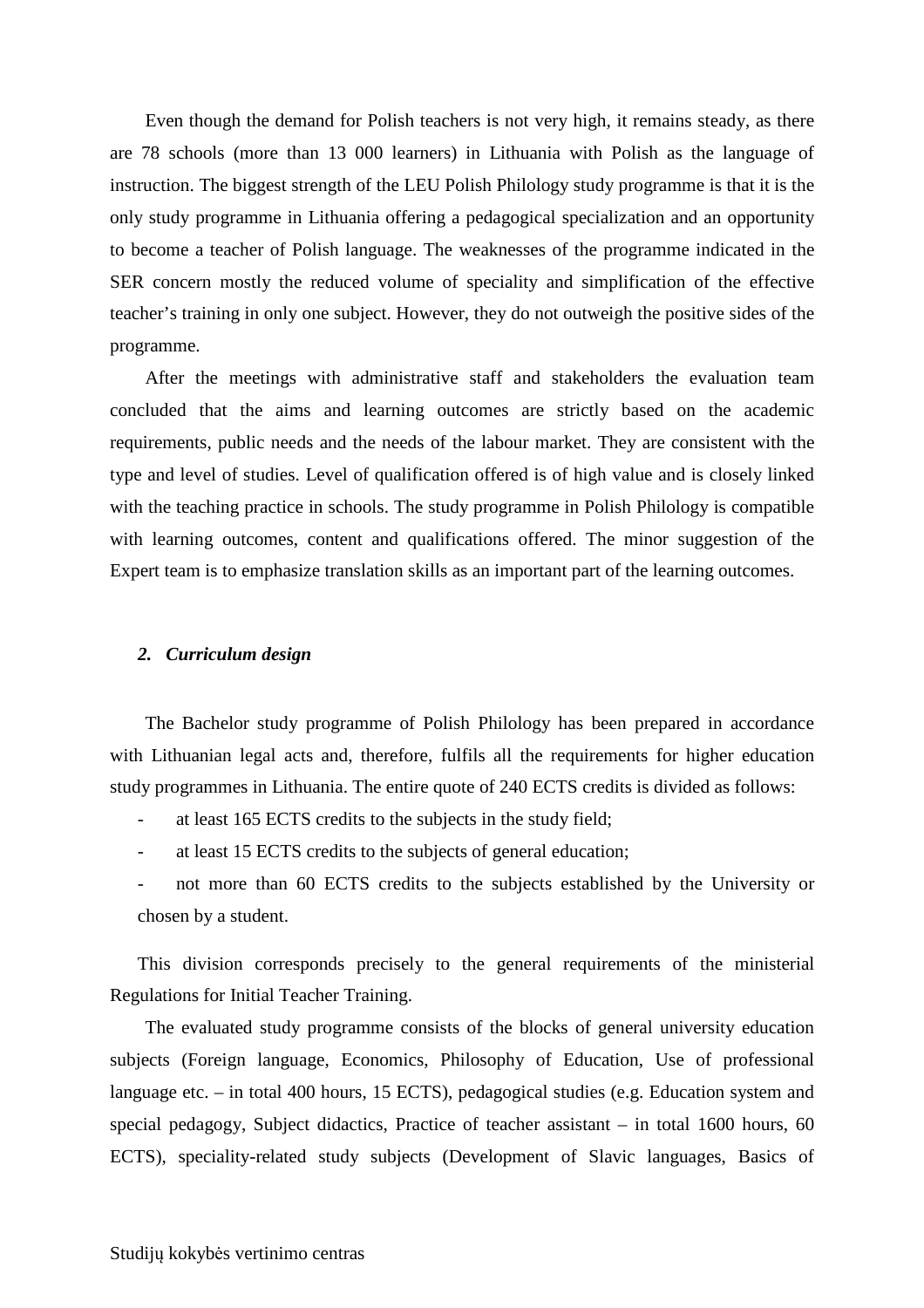Even though the demand for Polish teachers is not very high, it remains steady, as there are 78 schools (more than 13 000 learners) in Lithuania with Polish as the language of instruction. The biggest strength of the LEU Polish Philology study programme is that it is the only study programme in Lithuania offering a pedagogical specialization and an opportunity to become a teacher of Polish language. The weaknesses of the programme indicated in the SER concern mostly the reduced volume of speciality and simplification of the effective teacher's training in only one subject. However, they do not outweigh the positive sides of the programme.

After the meetings with administrative staff and stakeholders the evaluation team concluded that the aims and learning outcomes are strictly based on the academic requirements, public needs and the needs of the labour market. They are consistent with the type and level of studies. Level of qualification offered is of high value and is closely linked with the teaching practice in schools. The study programme in Polish Philology is compatible with learning outcomes, content and qualifications offered. The minor suggestion of the Expert team is to emphasize translation skills as an important part of the learning outcomes.

## *2. Curriculum design*

The Bachelor study programme of Polish Philology has been prepared in accordance with Lithuanian legal acts and, therefore, fulfils all the requirements for higher education study programmes in Lithuania. The entire quote of 240 ECTS credits is divided as follows:

- at least 165 ECTS credits to the subjects in the study field;
- at least 15 ECTS credits to the subjects of general education;
- not more than 60 ECTS credits to the subjects established by the University or chosen by a student.

This division corresponds precisely to the general requirements of the ministerial Regulations for Initial Teacher Training.

The evaluated study programme consists of the blocks of general university education subjects (Foreign language, Economics, Philosophy of Education, Use of professional language etc. – in total 400 hours, 15 ECTS), pedagogical studies (e.g. Education system and special pedagogy, Subject didactics, Practice of teacher assistant – in total 1600 hours, 60 ECTS), speciality-related study subjects (Development of Slavic languages, Basics of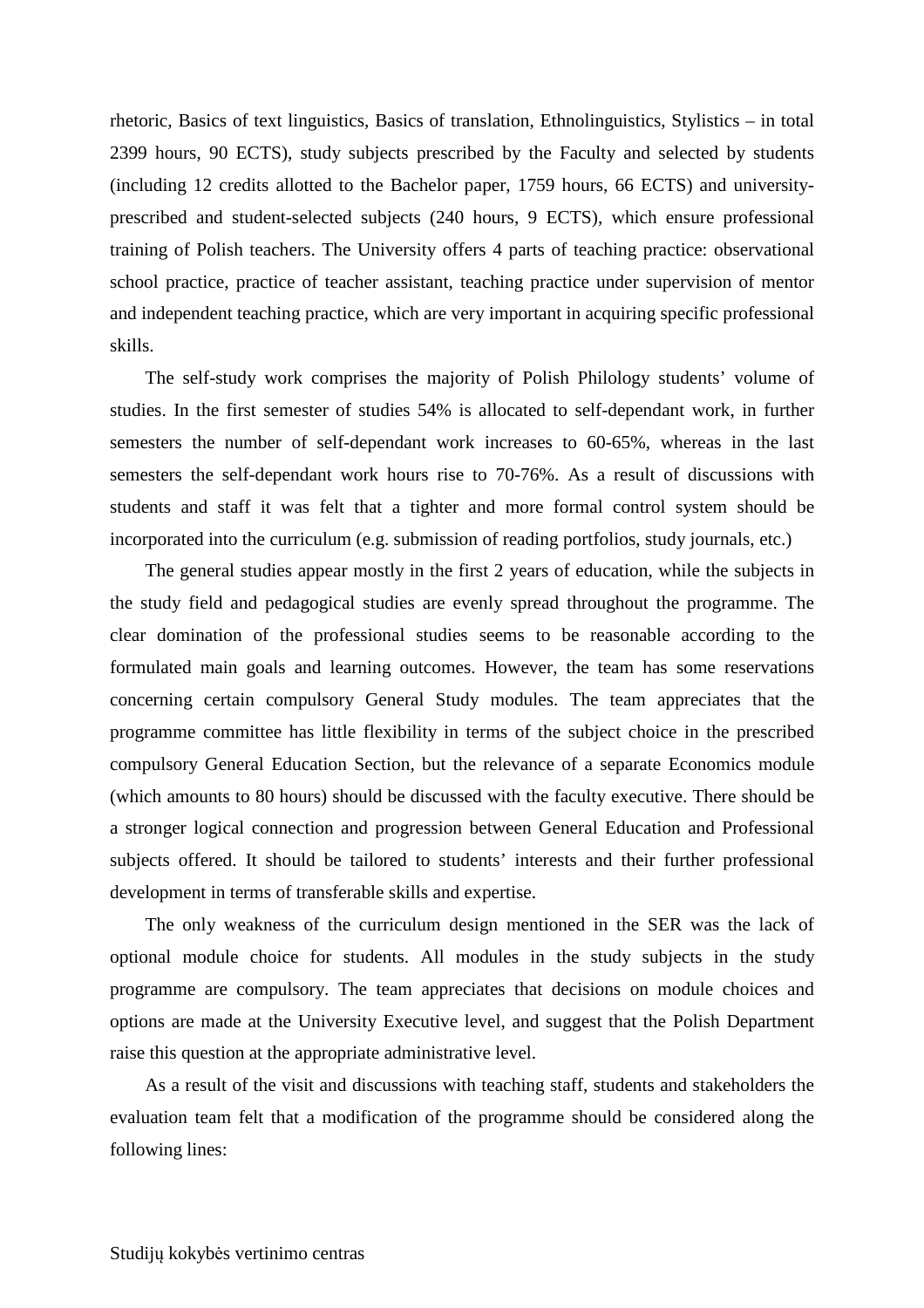rhetoric, Basics of text linguistics, Basics of translation, Ethnolinguistics, Stylistics – in total 2399 hours, 90 ECTS), study subjects prescribed by the Faculty and selected by students (including 12 credits allotted to the Bachelor paper, 1759 hours, 66 ECTS) and university-prescribed and student-selected subjects (240 hours, 9 ECTS), which ensure professional training of Polish teachers. The University offers 4 parts of teaching practice: observational school practice, practice of teacher assistant, teaching practice under supervision of mentor and independent teaching practice, which are very important in acquiring specific professional skills.

The self-study work comprises the majority of Polish Philology students' volume of studies. In the first semester of studies 54% is allocated to self-dependant work, in further semesters the number of self-dependant work increases to 60-65%, whereas in the last semesters the self-dependant work hours rise to 70-76%. As a result of discussions with students and staff it was felt that a tighter and more formal control system should be incorporated into the curriculum (e.g. submission of reading portfolios, study journals, etc.)

The general studies appear mostly in the first 2 years of education, while the subjects in the study field and pedagogical studies are evenly spread throughout the programme. The clear domination of the professional studies seems to be reasonable according to the formulated main goals and learning outcomes. However, the team has some reservations concerning certain compulsory General Study modules. The team appreciates that the programme committee has little flexibility in terms of the subject choice in the prescribed compulsory General Education Section, but the relevance of a separate Economics module (which amounts to 80 hours) should be discussed with the faculty executive. There should be a stronger logical connection and progression between General Education and Professional subjects offered. It should be tailored to students' interests and their further professional development in terms of transferable skills and expertise.

The only weakness of the curriculum design mentioned in the SER was the lack of optional module choice for students. All modules in the study subjects in the study programme are compulsory. The team appreciates that decisions on module choices and options are made at the University Executive level, and suggest that the Polish Department raise this question at the appropriate administrative level.

As a result of the visit and discussions with teaching staff, students and stakeholders the evaluation team felt that a modification of the programme should be considered along the following lines: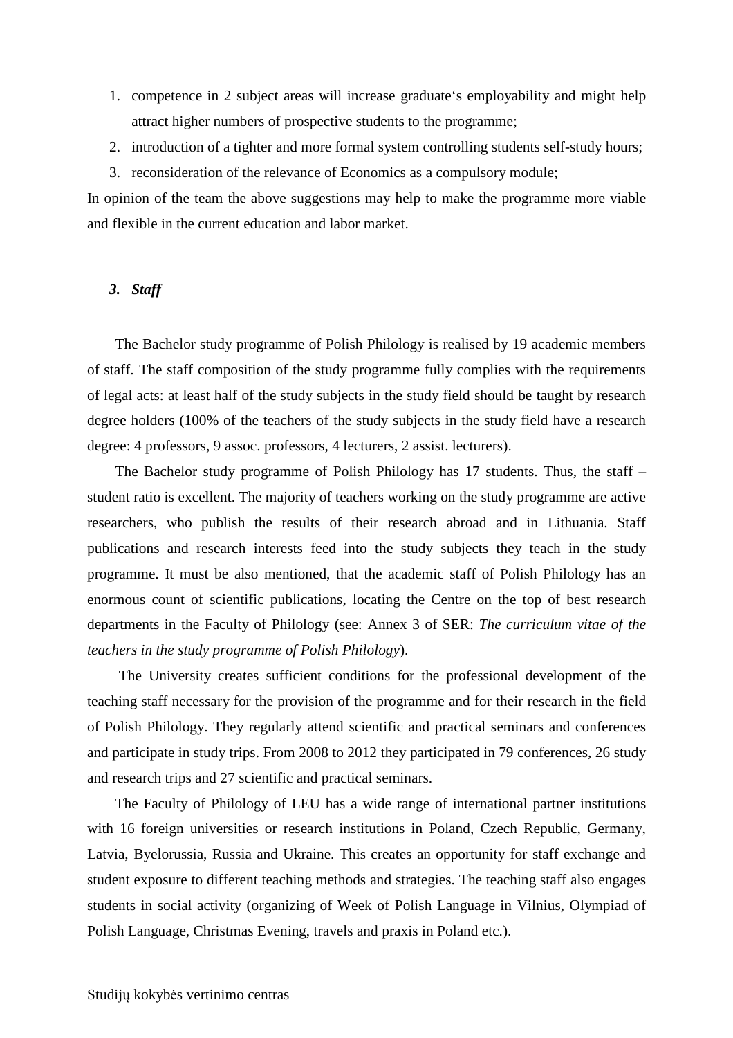1. competence in 2 subject areas will increase graduate‘s employability and might help attract higher numbers of prospective students to the programme;
2. introduction of a tighter and more formal system controlling students self-study hours;
3. reconsideration of the relevance of Economics as a compulsory module;

In opinion of the team the above suggestions may help to make the programme more viable and flexible in the current education and labor market.

### *3. Staff*

The Bachelor study programme of Polish Philology is realised by 19 academic members of staff. The staff composition of the study programme fully complies with the requirements of legal acts: at least half of the study subjects in the study field should be taught by research degree holders (100% of the teachers of the study subjects in the study field have a research degree: 4 professors, 9 assoc. professors, 4 lecturers, 2 assist. lecturers).

The Bachelor study programme of Polish Philology has 17 students. Thus, the staff – student ratio is excellent. The majority of teachers working on the study programme are active researchers, who publish the results of their research abroad and in Lithuania. Staff publications and research interests feed into the study subjects they teach in the study programme. It must be also mentioned, that the academic staff of Polish Philology has an enormous count of scientific publications, locating the Centre on the top of best research departments in the Faculty of Philology (see: Annex 3 of SER: *The curriculum vitae of the teachers in the study programme of Polish Philology*).

The University creates sufficient conditions for the professional development of the teaching staff necessary for the provision of the programme and for their research in the field of Polish Philology. They regularly attend scientific and practical seminars and conferences and participate in study trips. From 2008 to 2012 they participated in 79 conferences, 26 study and research trips and 27 scientific and practical seminars.

The Faculty of Philology of LEU has a wide range of international partner institutions with 16 foreign universities or research institutions in Poland, Czech Republic, Germany, Latvia, Byelorussia, Russia and Ukraine. This creates an opportunity for staff exchange and student exposure to different teaching methods and strategies. The teaching staff also engages students in social activity (organizing of Week of Polish Language in Vilnius, Olympiad of Polish Language, Christmas Evening, travels and praxis in Poland etc.).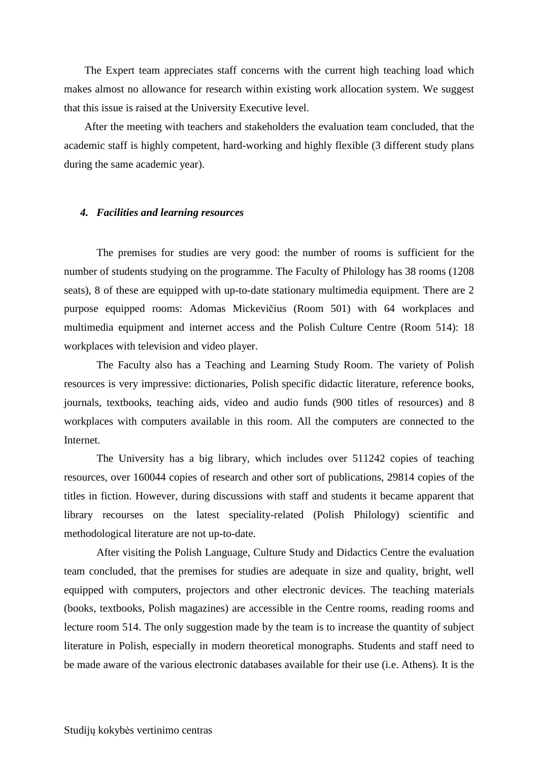The Expert team appreciates staff concerns with the current high teaching load which makes almost no allowance for research within existing work allocation system. We suggest that this issue is raised at the University Executive level.

After the meeting with teachers and stakeholders the evaluation team concluded, that the academic staff is highly competent, hard-working and highly flexible (3 different study plans during the same academic year).

### *4. Facilities and learning resources*

The premises for studies are very good: the number of rooms is sufficient for the number of students studying on the programme. The Faculty of Philology has 38 rooms (1208 seats), 8 of these are equipped with up-to-date stationary multimedia equipment. There are 2 purpose equipped rooms: Adomas Mickevičius (Room 501) with 64 workplaces and multimedia equipment and internet access and the Polish Culture Centre (Room 514): 18 workplaces with television and video player.

The Faculty also has a Teaching and Learning Study Room. The variety of Polish resources is very impressive: dictionaries, Polish specific didactic literature, reference books, journals, textbooks, teaching aids, video and audio funds (900 titles of resources) and 8 workplaces with computers available in this room. All the computers are connected to the Internet.

The University has a big library, which includes over 511242 copies of teaching resources, over 160044 copies of research and other sort of publications, 29814 copies of the titles in fiction. However, during discussions with staff and students it became apparent that library recourses on the latest speciality-related (Polish Philology) scientific and methodological literature are not up-to-date.

After visiting the Polish Language, Culture Study and Didactics Centre the evaluation team concluded, that the premises for studies are adequate in size and quality, bright, well equipped with computers, projectors and other electronic devices. The teaching materials (books, textbooks, Polish magazines) are accessible in the Centre rooms, reading rooms and lecture room 514. The only suggestion made by the team is to increase the quantity of subject literature in Polish, especially in modern theoretical monographs. Students and staff need to be made aware of the various electronic databases available for their use (i.e. Athens). It is the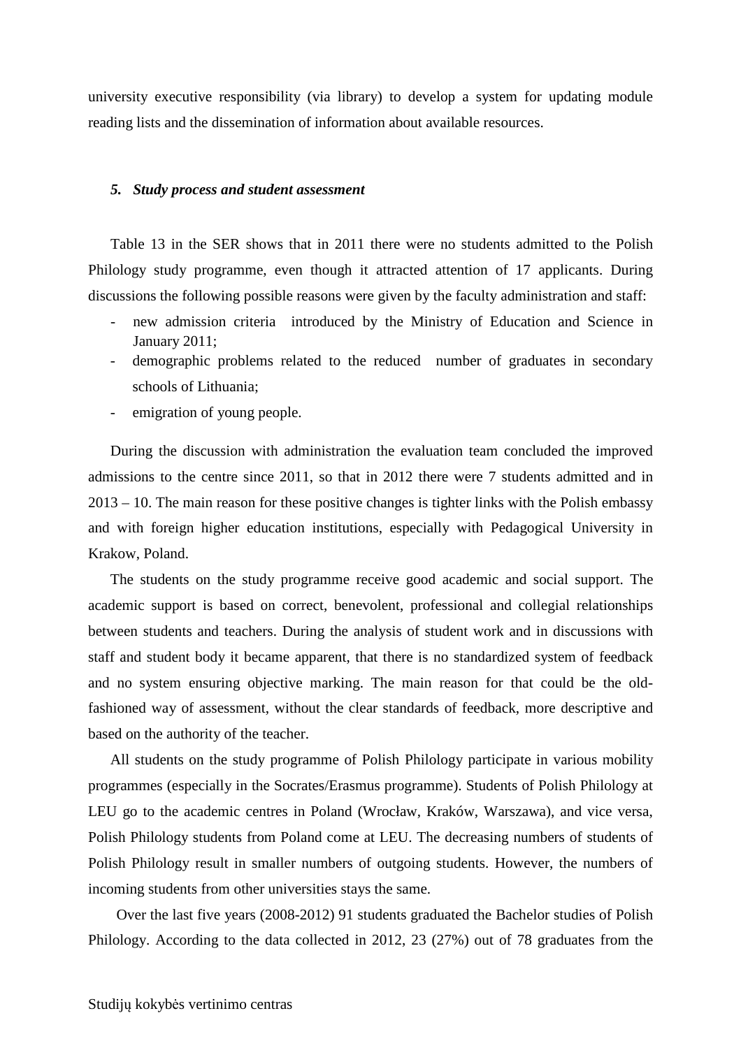university executive responsibility (via library) to develop a system for updating module reading lists and the dissemination of information about available resources.

### *5. Study process and student assessment*

Table 13 in the SER shows that in 2011 there were no students admitted to the Polish Philology study programme, even though it attracted attention of 17 applicants. During discussions the following possible reasons were given by the faculty administration and staff:

- new admission criteria introduced by the Ministry of Education and Science in January 2011;
- demographic problems related to the reduced number of graduates in secondary schools of Lithuania;
- emigration of young people.

During the discussion with administration the evaluation team concluded the improved admissions to the centre since 2011, so that in 2012 there were 7 students admitted and in 2013 – 10. The main reason for these positive changes is tighter links with the Polish embassy and with foreign higher education institutions, especially with Pedagogical University in Krakow, Poland.

The students on the study programme receive good academic and social support. The academic support is based on correct, benevolent, professional and collegial relationships between students and teachers. During the analysis of student work and in discussions with staff and student body it became apparent, that there is no standardized system of feedback and no system ensuring objective marking. The main reason for that could be the old-fashioned way of assessment, without the clear standards of feedback, more descriptive and based on the authority of the teacher.

All students on the study programme of Polish Philology participate in various mobility programmes (especially in the Socrates/Erasmus programme). Students of Polish Philology at LEU go to the academic centres in Poland (Wrocław, Kraków, Warszawa), and vice versa, Polish Philology students from Poland come at LEU. The decreasing numbers of students of Polish Philology result in smaller numbers of outgoing students. However, the numbers of incoming students from other universities stays the same.

Over the last five years (2008-2012) 91 students graduated the Bachelor studies of Polish Philology. According to the data collected in 2012, 23 (27%) out of 78 graduates from the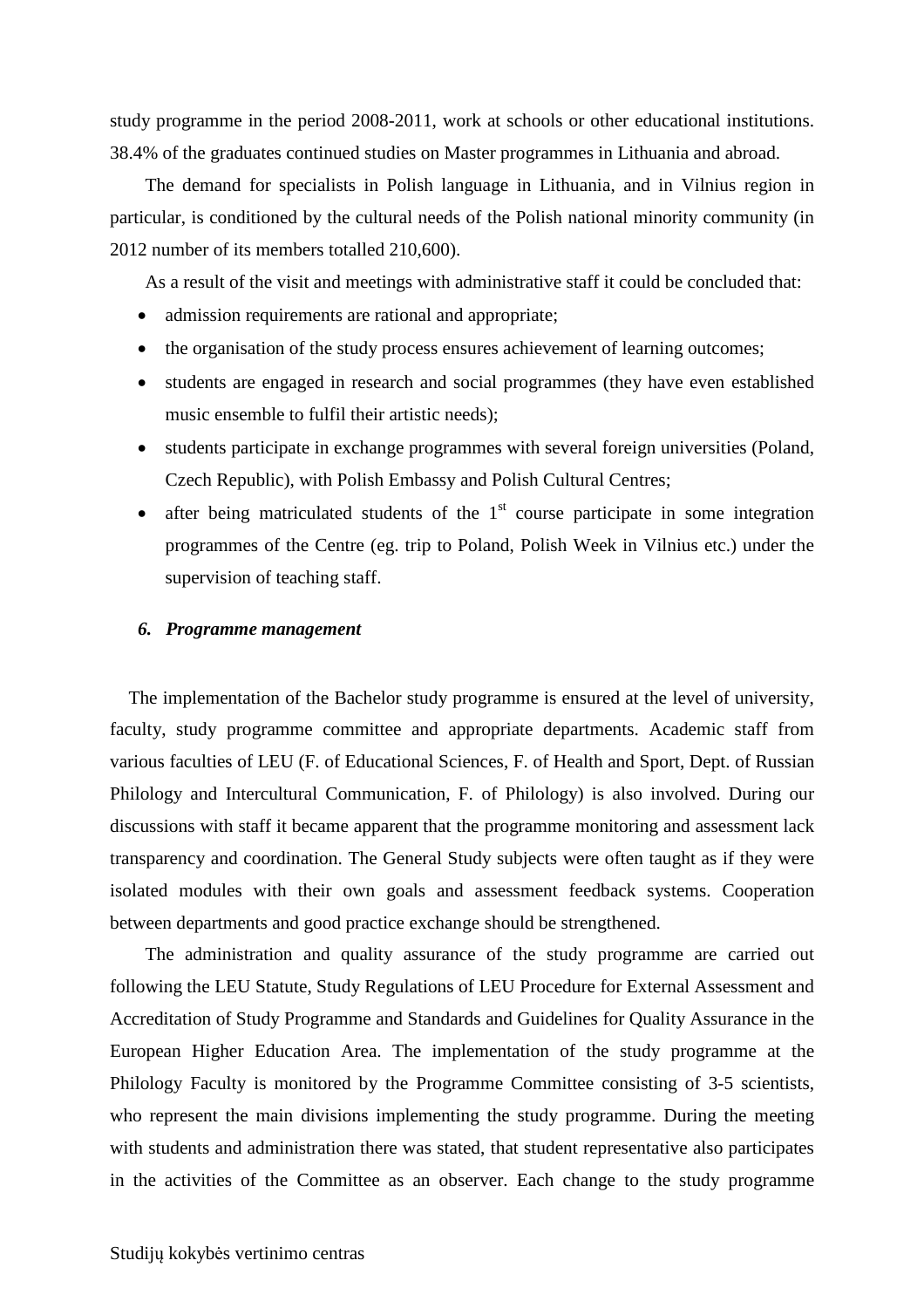study programme in the period 2008-2011, work at schools or other educational institutions. 38.4% of the graduates continued studies on Master programmes in Lithuania and abroad.

The demand for specialists in Polish language in Lithuania, and in Vilnius region in particular, is conditioned by the cultural needs of the Polish national minority community (in 2012 number of its members totalled 210,600).

As a result of the visit and meetings with administrative staff it could be concluded that:

- admission requirements are rational and appropriate;
- the organisation of the study process ensures achievement of learning outcomes;
- students are engaged in research and social programmes (they have even established music ensemble to fulfil their artistic needs);
- students participate in exchange programmes with several foreign universities (Poland, Czech Republic), with Polish Embassy and Polish Cultural Centres;
- after being matriculated students of the 1st course participate in some integration programmes of the Centre (eg. trip to Poland, Polish Week in Vilnius etc.) under the supervision of teaching staff.

### *6. Programme management*

The implementation of the Bachelor study programme is ensured at the level of university, faculty, study programme committee and appropriate departments. Academic staff from various faculties of LEU (F. of Educational Sciences, F. of Health and Sport, Dept. of Russian Philology and Intercultural Communication, F. of Philology) is also involved. During our discussions with staff it became apparent that the programme monitoring and assessment lack transparency and coordination. The General Study subjects were often taught as if they were isolated modules with their own goals and assessment feedback systems. Cooperation between departments and good practice exchange should be strengthened.

The administration and quality assurance of the study programme are carried out following the LEU Statute, Study Regulations of LEU Procedure for External Assessment and Accreditation of Study Programme and Standards and Guidelines for Quality Assurance in the European Higher Education Area. The implementation of the study programme at the Philology Faculty is monitored by the Programme Committee consisting of 3-5 scientists, who represent the main divisions implementing the study programme. During the meeting with students and administration there was stated, that student representative also participates in the activities of the Committee as an observer. Each change to the study programme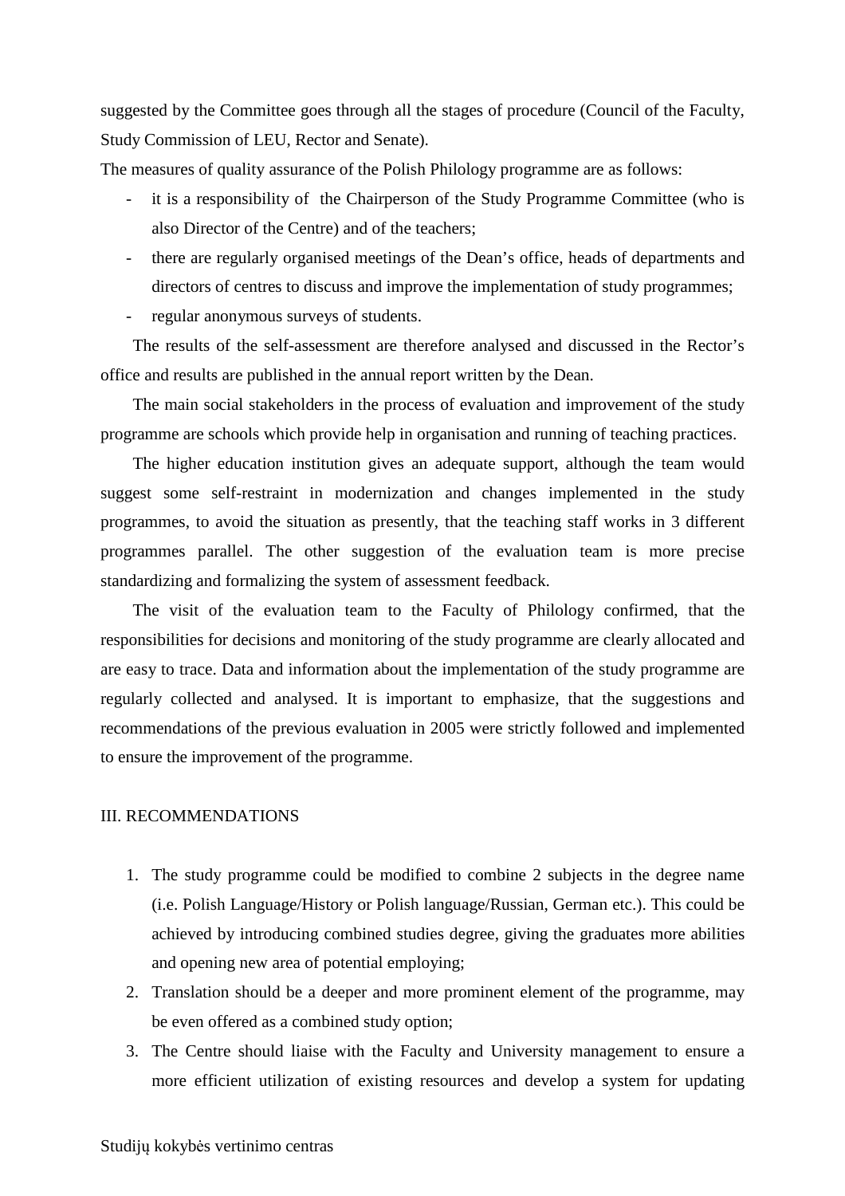suggested by the Committee goes through all the stages of procedure (Council of the Faculty, Study Commission of LEU, Rector and Senate).

The measures of quality assurance of the Polish Philology programme are as follows:

- it is a responsibility of the Chairperson of the Study Programme Committee (who is also Director of the Centre) and of the teachers;
- there are regularly organised meetings of the Dean's office, heads of departments and directors of centres to discuss and improve the implementation of study programmes;
- regular anonymous surveys of students.

The results of the self-assessment are therefore analysed and discussed in the Rector's office and results are published in the annual report written by the Dean.

The main social stakeholders in the process of evaluation and improvement of the study programme are schools which provide help in organisation and running of teaching practices.

The higher education institution gives an adequate support, although the team would suggest some self-restraint in modernization and changes implemented in the study programmes, to avoid the situation as presently, that the teaching staff works in 3 different programmes parallel. The other suggestion of the evaluation team is more precise standardizing and formalizing the system of assessment feedback.

The visit of the evaluation team to the Faculty of Philology confirmed, that the responsibilities for decisions and monitoring of the study programme are clearly allocated and are easy to trace. Data and information about the implementation of the study programme are regularly collected and analysed. It is important to emphasize, that the suggestions and recommendations of the previous evaluation in 2005 were strictly followed and implemented to ensure the improvement of the programme.

## III. RECOMMENDATIONS

1. The study programme could be modified to combine 2 subjects in the degree name (i.e. Polish Language/History or Polish language/Russian, German etc.). This could be achieved by introducing combined studies degree, giving the graduates more abilities and opening new area of potential employing;
2. Translation should be a deeper and more prominent element of the programme, may be even offered as a combined study option;
3. The Centre should liaise with the Faculty and University management to ensure a more efficient utilization of existing resources and develop a system for updating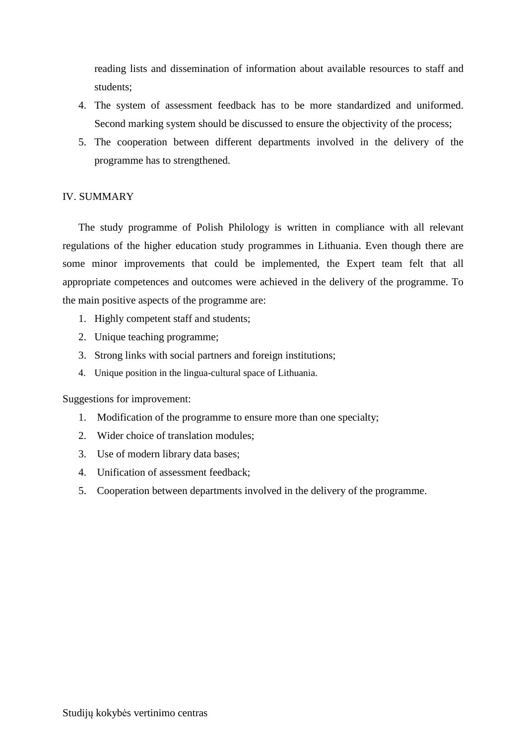reading lists and dissemination of information about available resources to staff and students;

4. The system of assessment feedback has to be more standardized and uniformed. Second marking system should be discussed to ensure the objectivity of the process;
5. The cooperation between different departments involved in the delivery of the programme has to strengthened.

## IV. SUMMARY

The study programme of Polish Philology is written in compliance with all relevant regulations of the higher education study programmes in Lithuania. Even though there are some minor improvements that could be implemented, the Expert team felt that all appropriate competences and outcomes were achieved in the delivery of the programme. To the main positive aspects of the programme are:

1. Highly competent staff and students;
2. Unique teaching programme;
3. Strong links with social partners and foreign institutions;
4. Unique position in the lingua-cultural space of Lithuania.

Suggestions for improvement:

1. Modification of the programme to ensure more than one specialty;
2. Wider choice of translation modules;
3. Use of modern library data bases;
4. Unification of assessment feedback;
5. Cooperation between departments involved in the delivery of the programme.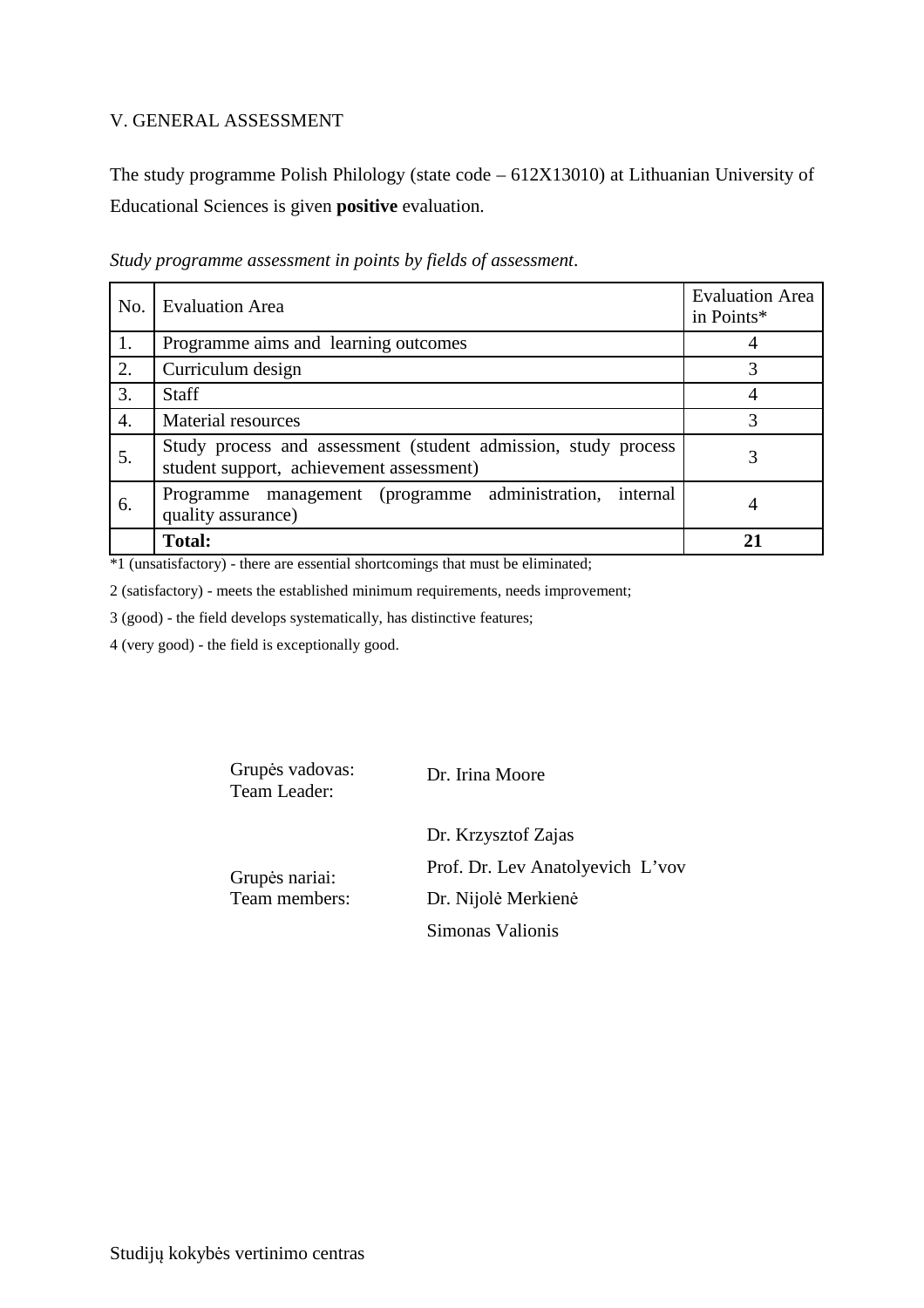## V. GENERAL ASSESSMENT

The study programme Polish Philology (state code – 612X13010) at Lithuanian University of Educational Sciences is given **positive** evaluation.

*Study programme assessment in points by fields of assessment*.

| No. | Evaluation Area | Evaluation Area in Points* |
|---|---|---|
| 1. | Programme aims and learning outcomes | 4 |
| 2. | Curriculum design | 3 |
| 3. | Staff | 4 |
| 4. | Material resources | 3 |
| 5. | Study process and assessment (student admission, study process student support, achievement assessment) | 3 |
| 6. | Programme management (programme administration, internal quality assurance) | 4 |
| | **Total:** | **21** |

*1 (unsatisfactory) - there are essential shortcomings that must be eliminated;

2 (satisfactory) - meets the established minimum requirements, needs improvement;

3 (good) - the field develops systematically, has distinctive features;

4 (very good) - the field is exceptionally good.

| | |
|---|---|
| Grupės vadovas:<br>Team Leader: | Dr. Irina Moore |
| Grupės nariai:<br>Team members: | Dr. Krzysztof Zajas<br>Prof. Dr. Lev Anatolyevich L'vov<br>Dr. Nijolė Merkienė<br>Simonas Valionis |

Studijų kokybės vertinimo centras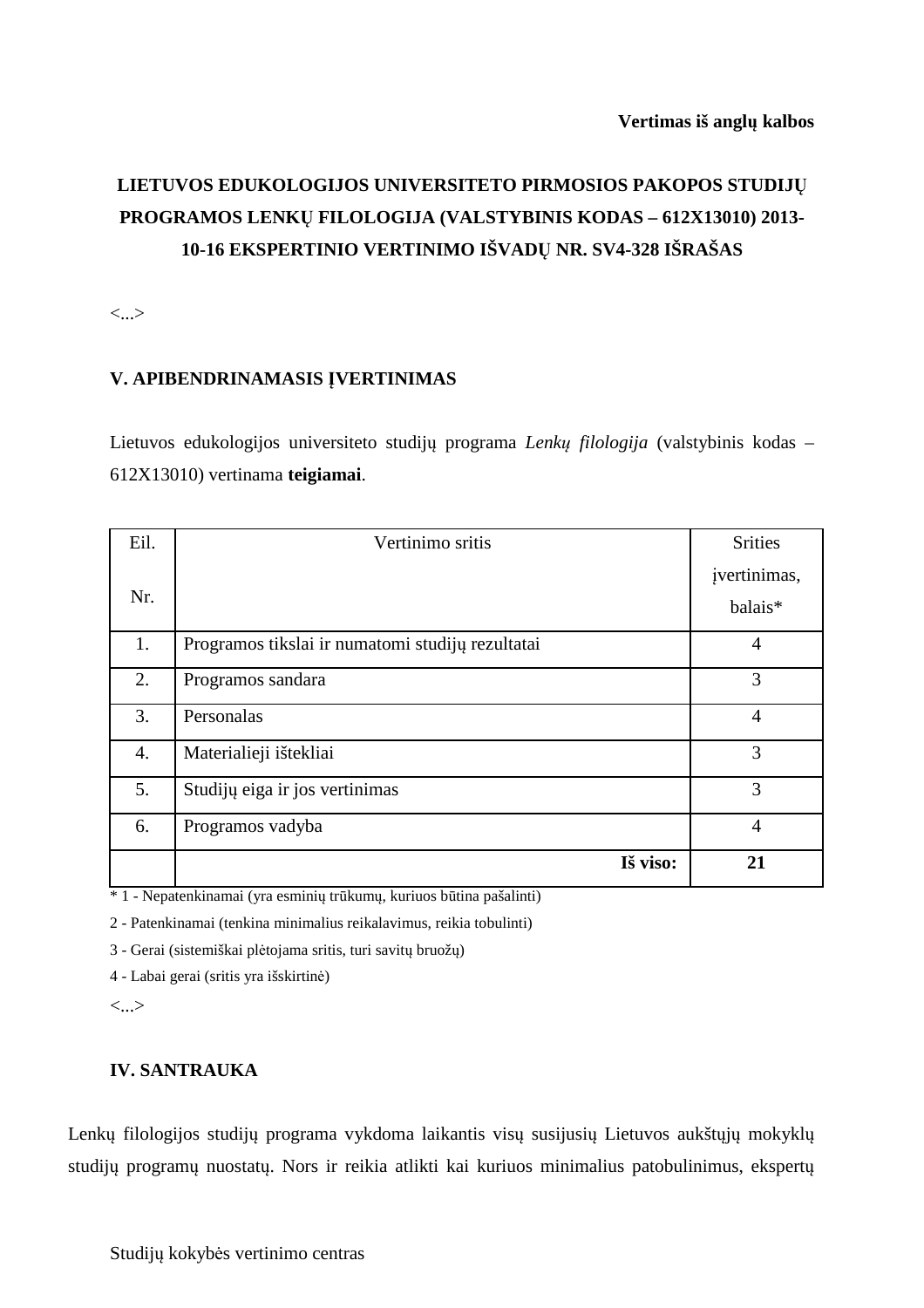**Vertimas iš anglų kalbos**

**LIETUVOS EDUKOLOGIJOS UNIVERSITETO PIRMOSIOS PAKOPOS STUDIJŲ PROGRAMOS LENKŲ FILOLOGIJA (VALSTYBINIS KODAS – 612X13010) 2013-10-16 EKSPERTINIO VERTINIMO IŠVADŲ NR. SV4-328 IŠRAŠAS**

<...>

## V. APIBENDRINAMASIS ĮVERTINIMAS

Lietuvos edukologijos universiteto studijų programa *Lenkų filologija* (valstybinis kodas – 612X13010) vertinama **teigiamai**.

| Eil. Nr. | Vertinimo sritis | Srities įvertinimas, balais* |
|---|---|---|
| 1. | Programos tikslai ir numatomi studijų rezultatai | 4 |
| 2. | Programos sandara | 3 |
| 3. | Personalas | 4 |
| 4. | Materialieji ištekliai | 3 |
| 5. | Studijų eiga ir jos vertinimas | 3 |
| 6. | Programos vadyba | 4 |
| | **Iš viso:** | **21** |

\* 1 - Nepatenkinamai (yra esminių trūkumų, kuriuos būtina pašalinti)

2 - Patenkinamai (tenkina minimalius reikalavimus, reikia tobulinti)

3 - Gerai (sistemiškai plėtojama sritis, turi savitų bruožų)

4 - Labai gerai (sritis yra išskirtinė)

<...>

## IV. SANTRAUKA

Lenkų filologijos studijų programa vykdoma laikantis visų susijusių Lietuvos aukštųjų mokyklų studijų programų nuostatų. Nors ir reikia atlikti kai kuriuos minimalius patobulinimus, ekspertų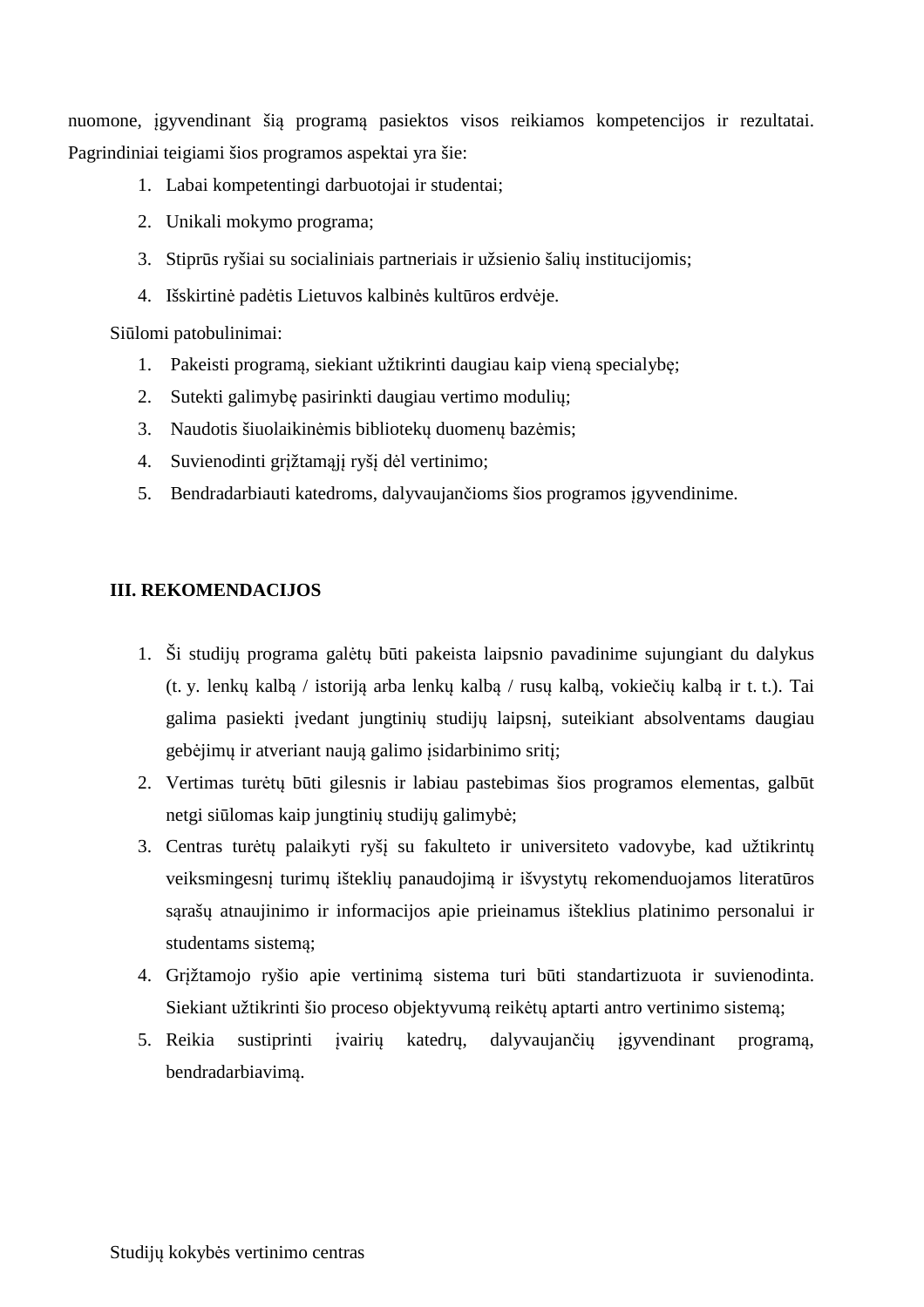nuomone, įgyvendinant šią programą pasiektos visos reikiamos kompetencijos ir rezultatai. Pagrindiniai teigiami šios programos aspektai yra šie:

1. Labai kompetentingi darbuotojai ir studentai;
2. Unikali mokymo programa;
3. Stiprūs ryšiai su socialiniais partneriais ir užsienio šalių institucijomis;
4. Išskirtinė padėtis Lietuvos kalbinės kultūros erdvėje.

Siūlomi patobulinimai:

1. Pakeisti programą, siekiant užtikrinti daugiau kaip vieną specialybę;
2. Sutekti galimybę pasirinkti daugiau vertimo modulių;
3. Naudotis šiuolaikinėmis bibliotekų duomenų bazėmis;
4. Suvienodinti grįžtamąjį ryšį dėl vertinimo;
5. Bendradarbiauti katedroms, dalyvaujančioms šios programos įgyvendinime.

## III. REKOMENDACIJOS

1. Ši studijų programa galėtų būti pakeista laipsnio pavadinime sujungiant du dalykus (t. y. lenkų kalbą / istoriją arba lenkų kalbą / rusų kalbą, vokiečių kalbą ir t. t.). Tai galima pasiekti įvedant jungtinių studijų laipsnį, suteikiant absolventams daugiau gebėjimų ir atveriant naują galimo įsidarbinimo sritį;
2. Vertimas turėtų būti gilesnis ir labiau pastebimas šios programos elementas, galbūt netgi siūlomas kaip jungtinių studijų galimybė;
3. Centras turėtų palaikyti ryšį su fakulteto ir universiteto vadovybe, kad užtikrintų veiksmingesnį turimų išteklių panaudojimą ir išvystytų rekomenduojamos literatūros sąrašų atnaujinimo ir informacijos apie prieinamus išteklius platinimo personalui ir studentams sistemą;
4. Grįžtamojo ryšio apie vertinimą sistema turi būti standartizuota ir suvienodinta. Siekiant užtikrinti šio proceso objektyvumą reikėtų aptarti antro vertinimo sistemą;
5. Reikia sustiprinti įvairių katedrų, dalyvaujančių įgyvendinant programą, bendradarbiavimą.